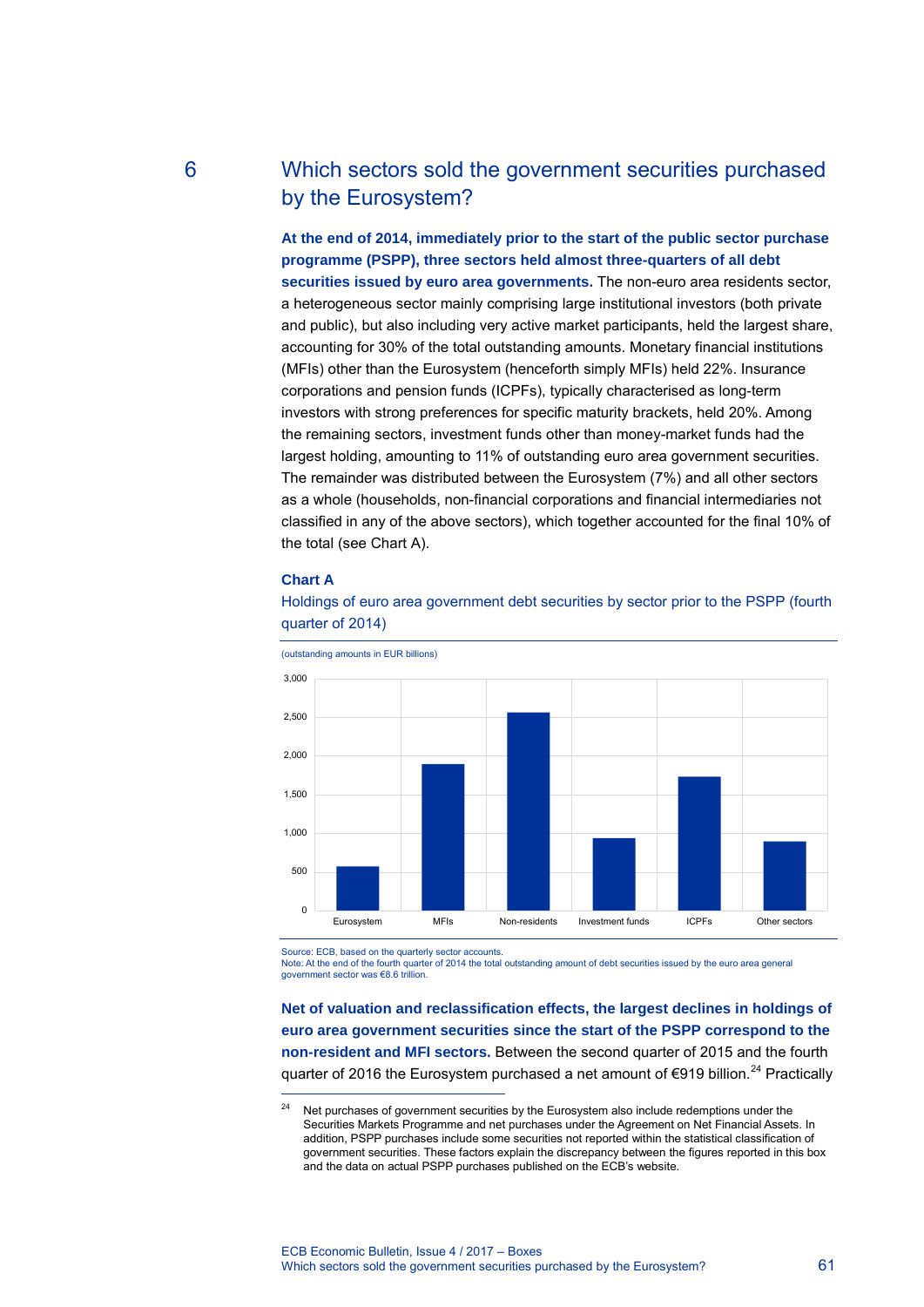# 6 Which sectors sold the government securities purchased by the Eurosystem?

**At the end of 2014, immediately prior to the start of the public sector purchase programme (PSPP), three sectors held almost three-quarters of all debt securities issued by euro area governments.** The non-euro area residents sector, a heterogeneous sector mainly comprising large institutional investors (both private and public), but also including very active market participants, held the largest share, accounting for 30% of the total outstanding amounts. Monetary financial institutions (MFIs) other than the Eurosystem (henceforth simply MFIs) held 22%. Insurance corporations and pension funds (ICPFs), typically characterised as long-term investors with strong preferences for specific maturity brackets, held 20%. Among the remaining sectors, investment funds other than money-market funds had the largest holding, amounting to 11% of outstanding euro area government securities. The remainder was distributed between the Eurosystem (7%) and all other sectors as a whole (households, non-financial corporations and financial intermediaries not classified in any of the above sectors), which together accounted for the final 10% of the total (see Chart A).

**Chart A**

Holdings of euro area government debt securities by sector prior to the PSPP (fourth quarter of 2014)

(outstanding amounts in EUR billions)

| Sector | Holdings |
|---|---|
| Eurosystem | ~570 |
| MFIs | ~1,890 |
| Non-residents | ~2,560 |
| Investment funds | ~930 |
| ICPFs | ~1,730 |
| Other sectors | ~890 |

Source: ECB, based on the quarterly sector accounts.
Note: At the end of the fourth quarter of 2014 the total outstanding amount of debt securities issued by the euro area general government sector was €8.6 trillion.

**Net of valuation and reclassification effects, the largest declines in holdings of euro area government securities since the start of the PSPP correspond to the non-resident and MFI sectors.** Between the second quarter of 2015 and the fourth quarter of 2016 the Eurosystem purchased a net amount of €919 billion.[24] Practically

[24] Net purchases of government securities by the Eurosystem also include redemptions under the Securities Markets Programme and net purchases under the Agreement on Net Financial Assets. In addition, PSPP purchases include some securities not reported within the statistical classification of government securities. These factors explain the discrepancy between the figures reported in this box and the data on actual PSPP purchases published on the ECB's website.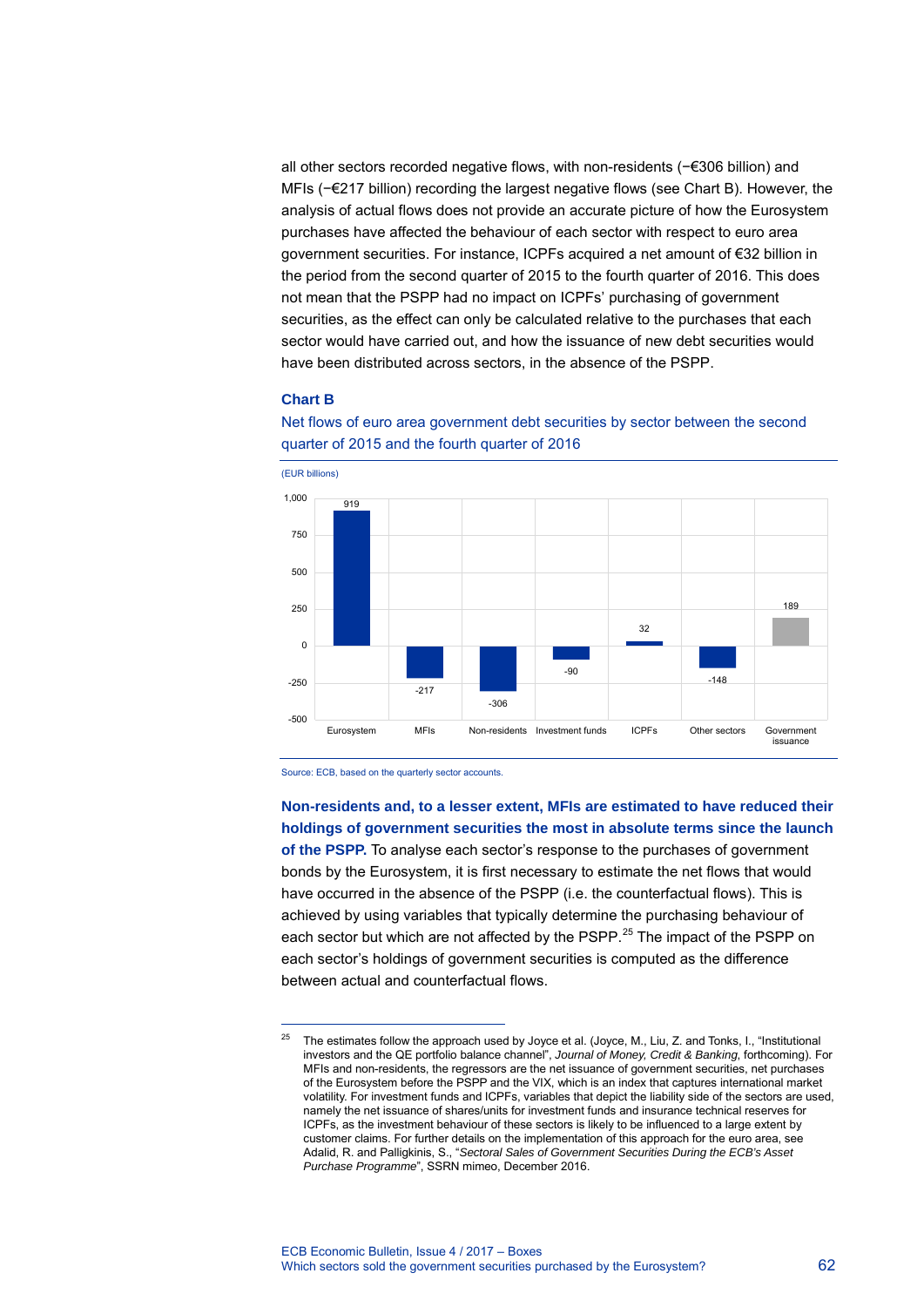all other sectors recorded negative flows, with non-residents (−€306 billion) and MFIs (−€217 billion) recording the largest negative flows (see Chart B). However, the analysis of actual flows does not provide an accurate picture of how the Eurosystem purchases have affected the behaviour of each sector with respect to euro area government securities. For instance, ICPFs acquired a net amount of €32 billion in the period from the second quarter of 2015 to the fourth quarter of 2016. This does not mean that the PSPP had no impact on ICPFs' purchasing of government securities, as the effect can only be calculated relative to the purchases that each sector would have carried out, and how the issuance of new debt securities would have been distributed across sectors, in the absence of the PSPP.

**Chart B**

Net flows of euro area government debt securities by sector between the second quarter of 2015 and the fourth quarter of 2016

(EUR billions)

| Eurosystem | MFIs | Non-residents | Investment funds | ICPFs | Other sectors | Government issuance |
|---|---|---|---|---|---|---|
| 919 | -217 | -306 | -90 | 32 | -148 | 189 |

Source: ECB, based on the quarterly sector accounts.

**Non-residents and, to a lesser extent, MFIs are estimated to have reduced their holdings of government securities the most in absolute terms since the launch of the PSPP.** To analyse each sector's response to the purchases of government bonds by the Eurosystem, it is first necessary to estimate the net flows that would have occurred in the absence of the PSPP (i.e. the counterfactual flows). This is achieved by using variables that typically determine the purchasing behaviour of each sector but which are not affected by the PSPP.[25] The impact of the PSPP on each sector's holdings of government securities is computed as the difference between actual and counterfactual flows.

[25] The estimates follow the approach used by Joyce et al. (Joyce, M., Liu, Z. and Tonks, I., "Institutional investors and the QE portfolio balance channel", *Journal of Money, Credit & Banking*, forthcoming). For MFIs and non-residents, the regressors are the net issuance of government securities, net purchases of the Eurosystem before the PSPP and the VIX, which is an index that captures international market volatility. For investment funds and ICPFs, variables that depict the liability side of the sectors are used, namely the net issuance of shares/units for investment funds and insurance technical reserves for ICPFs, as the investment behaviour of these sectors is likely to be influenced to a large extent by customer claims. For further details on the implementation of this approach for the euro area, see Adalid, R. and Palligkinis, S., "*Sectoral Sales of Government Securities During the ECB's Asset Purchase Programme*", SSRN mimeo, December 2016.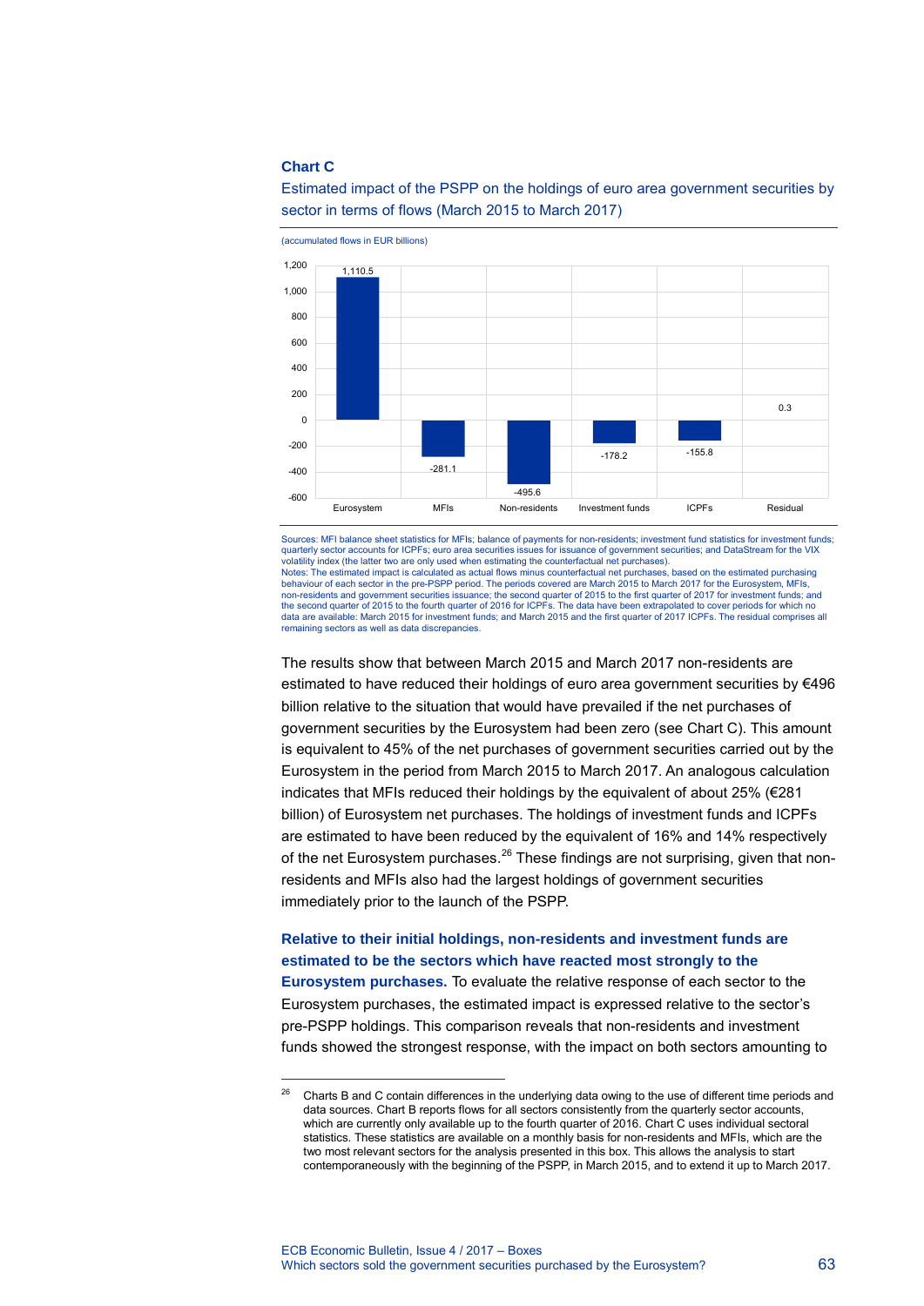**Chart C**

Estimated impact of the PSPP on the holdings of euro area government securities by sector in terms of flows (March 2015 to March 2017)

(accumulated flows in EUR billions)

| Sector | Accumulated flows (EUR billions) |
|---|---|
| Eurosystem | 1,110.5 |
| MFIs | -281.1 |
| Non-residents | -495.6 |
| Investment funds | -178.2 |
| ICPFs | -155.8 |
| Residual | 0.3 |

Sources: MFI balance sheet statistics for MFIs; balance of payments for non-residents; investment fund statistics for investment funds; quarterly sector accounts for ICPFs; euro area securities issues for issuance of government securities; and DataStream for the VIX volatility index (the latter two are only used when estimating the counterfactual net purchases).
Notes: The estimated impact is calculated as actual flows minus counterfactual net purchases, based on the estimated purchasing behaviour of each sector in the pre-PSPP period. The periods covered are March 2015 to March 2017 for the Eurosystem, MFIs, non-residents and government securities issuance; the second quarter of 2015 to the first quarter of 2017 for investment funds; and the second quarter of 2015 to the fourth quarter of 2016 for ICPFs. The data have been extrapolated to cover periods for which no data are available: March 2015 for investment funds; and March 2015 and the first quarter of 2017 ICPFs. The residual comprises all remaining sectors as well as data discrepancies.

The results show that between March 2015 and March 2017 non-residents are estimated to have reduced their holdings of euro area government securities by €496 billion relative to the situation that would have prevailed if the net purchases of government securities by the Eurosystem had been zero (see Chart C). This amount is equivalent to 45% of the net purchases of government securities carried out by the Eurosystem in the period from March 2015 to March 2017. An analogous calculation indicates that MFIs reduced their holdings by the equivalent of about 25% (€281 billion) of Eurosystem net purchases. The holdings of investment funds and ICPFs are estimated to have been reduced by the equivalent of 16% and 14% respectively of the net Eurosystem purchases.[26] These findings are not surprising, given that non-residents and MFIs also had the largest holdings of government securities immediately prior to the launch of the PSPP.

**Relative to their initial holdings, non-residents and investment funds are estimated to be the sectors which have reacted most strongly to the Eurosystem purchases.** To evaluate the relative response of each sector to the Eurosystem purchases, the estimated impact is expressed relative to the sector's pre-PSPP holdings. This comparison reveals that non-residents and investment funds showed the strongest response, with the impact on both sectors amounting to

[26] Charts B and C contain differences in the underlying data owing to the use of different time periods and data sources. Chart B reports flows for all sectors consistently from the quarterly sector accounts, which are currently only available up to the fourth quarter of 2016. Chart C uses individual sectoral statistics. These statistics are available on a monthly basis for non-residents and MFIs, which are the two most relevant sectors for the analysis presented in this box. This allows the analysis to start contemporaneously with the beginning of the PSPP, in March 2015, and to extend it up to March 2017.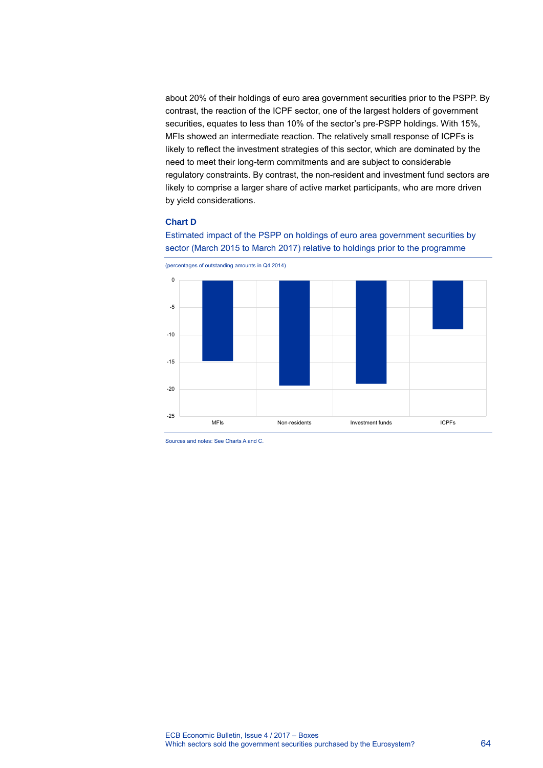about 20% of their holdings of euro area government securities prior to the PSPP. By contrast, the reaction of the ICPF sector, one of the largest holders of government securities, equates to less than 10% of the sector's pre-PSPP holdings. With 15%, MFIs showed an intermediate reaction. The relatively small response of ICPFs is likely to reflect the investment strategies of this sector, which are dominated by the need to meet their long-term commitments and are subject to considerable regulatory constraints. By contrast, the non-resident and investment fund sectors are likely to comprise a larger share of active market participants, who are more driven by yield considerations.

**Chart D**

Estimated impact of the PSPP on holdings of euro area government securities by sector (March 2015 to March 2017) relative to holdings prior to the programme

(percentages of outstanding amounts in Q4 2014)

0
-5
-10
-15
-20
-25

MFIs
Non-residents
Investment funds
ICPFs

Sources and notes: See Charts A and C.